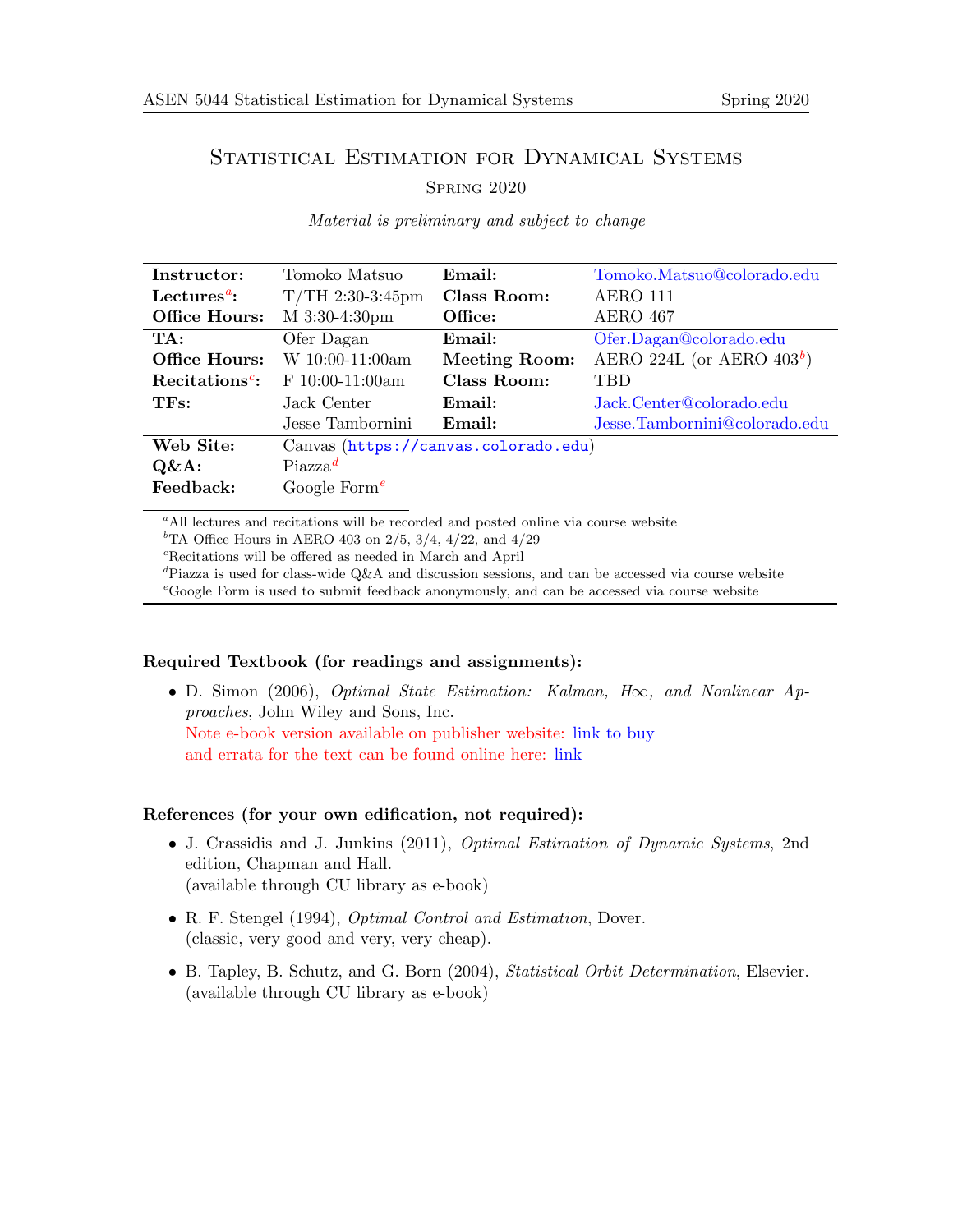# Statistical Estimation for Dynamical Systems

Spring 2020

*Material is preliminary and subject to change*

| | | | |
|---|---|---|---|
| **Instructor:** | Tomoko Matsuo | **Email:** | Tomoko.Matsuo@colorado.edu |
| **Lectures**[a]**:** | T/TH 2:30-3:45pm | **Class Room:** | AERO 111 |
| **Office Hours:** | M 3:30-4:30pm | **Office:** | AERO 467 |
| **TA:** | Ofer Dagan | **Email:** | Ofer.Dagan@colorado.edu |
| **Office Hours:** | W 10:00-11:00am | **Meeting Room:** | AERO 224L (or AERO 403[b]) |
| **Recitations**[c]**:** | F 10:00-11:00am | **Class Room:** | TBD |
| **TFs:** | Jack Center | **Email:** | Jack.Center@colorado.edu |
| | Jesse Tambornini | **Email:** | Jesse.Tambornini@colorado.edu |
| **Web Site:** | Canvas (`https://canvas.colorado.edu`) | | |
| **Q&A:** | Piazza[d] | | |
| **Feedback:** | Google Form[e] | | |

[a] All lectures and recitations will be recorded and posted online via course website
[b] TA Office Hours in AERO 403 on 2/5, 3/4, 4/22, and 4/29
[c] Recitations will be offered as needed in March and April
[d] Piazza is used for class-wide Q&A and discussion sessions, and can be accessed via course website
[e] Google Form is used to submit feedback anonymously, and can be accessed via course website

### Required Textbook (for readings and assignments):

- D. Simon (2006), *Optimal State Estimation: Kalman, H∞, and Nonlinear Approaches*, John Wiley and Sons, Inc.
  Note e-book version available on publisher website: link to buy
  and errata for the text can be found online here: link

### References (for your own edification, not required):

- J. Crassidis and J. Junkins (2011), *Optimal Estimation of Dynamic Systems*, 2nd edition, Chapman and Hall.
  (available through CU library as e-book)
- R. F. Stengel (1994), *Optimal Control and Estimation*, Dover.
  (classic, very good and very, very cheap).
- B. Tapley, B. Schutz, and G. Born (2004), *Statistical Orbit Determination*, Elsevier.
  (available through CU library as e-book)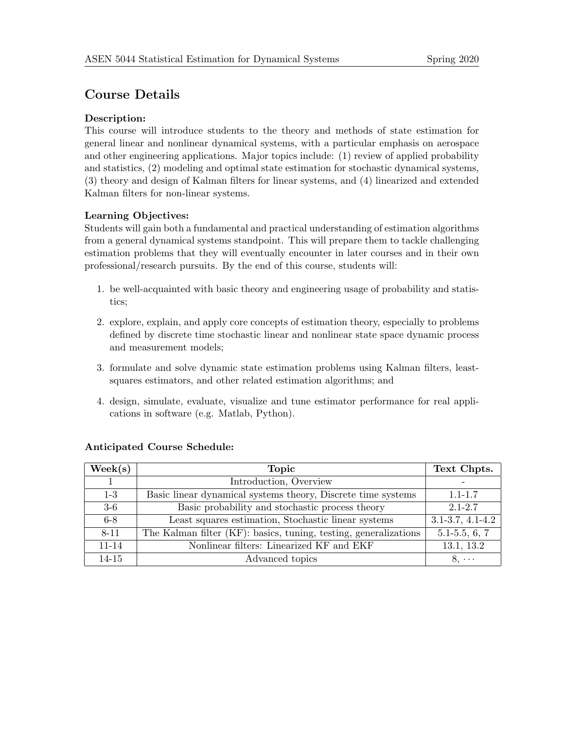## Course Details

**Description:**
This course will introduce students to the theory and methods of state estimation for general linear and nonlinear dynamical systems, with a particular emphasis on aerospace and other engineering applications. Major topics include: (1) review of applied probability and statistics, (2) modeling and optimal state estimation for stochastic dynamical systems, (3) theory and design of Kalman filters for linear systems, and (4) linearized and extended Kalman filters for non-linear systems.

**Learning Objectives:**
Students will gain both a fundamental and practical understanding of estimation algorithms from a general dynamical systems standpoint. This will prepare them to tackle challenging estimation problems that they will eventually encounter in later courses and in their own professional/research pursuits. By the end of this course, students will:

1. be well-acquainted with basic theory and engineering usage of probability and statistics;
2. explore, explain, and apply core concepts of estimation theory, especially to problems defined by discrete time stochastic linear and nonlinear state space dynamic process and measurement models;
3. formulate and solve dynamic state estimation problems using Kalman filters, least-squares estimators, and other related estimation algorithms; and
4. design, simulate, evaluate, visualize and tune estimator performance for real applications in software (e.g. Matlab, Python).

**Anticipated Course Schedule:**

| Week(s) | Topic | Text Chpts. |
|---|---|---|
| 1 | Introduction, Overview | - |
| 1-3 | Basic linear dynamical systems theory, Discrete time systems | 1.1-1.7 |
| 3-6 | Basic probability and stochastic process theory | 2.1-2.7 |
| 6-8 | Least squares estimation, Stochastic linear systems | 3.1-3.7, 4.1-4.2 |
| 8-11 | The Kalman filter (KF): basics, tuning, testing, generalizations | 5.1-5.5, 6, 7 |
| 11-14 | Nonlinear filters: Linearized KF and EKF | 13.1, 13.2 |
| 14-15 | Advanced topics | 8, $\cdots$ |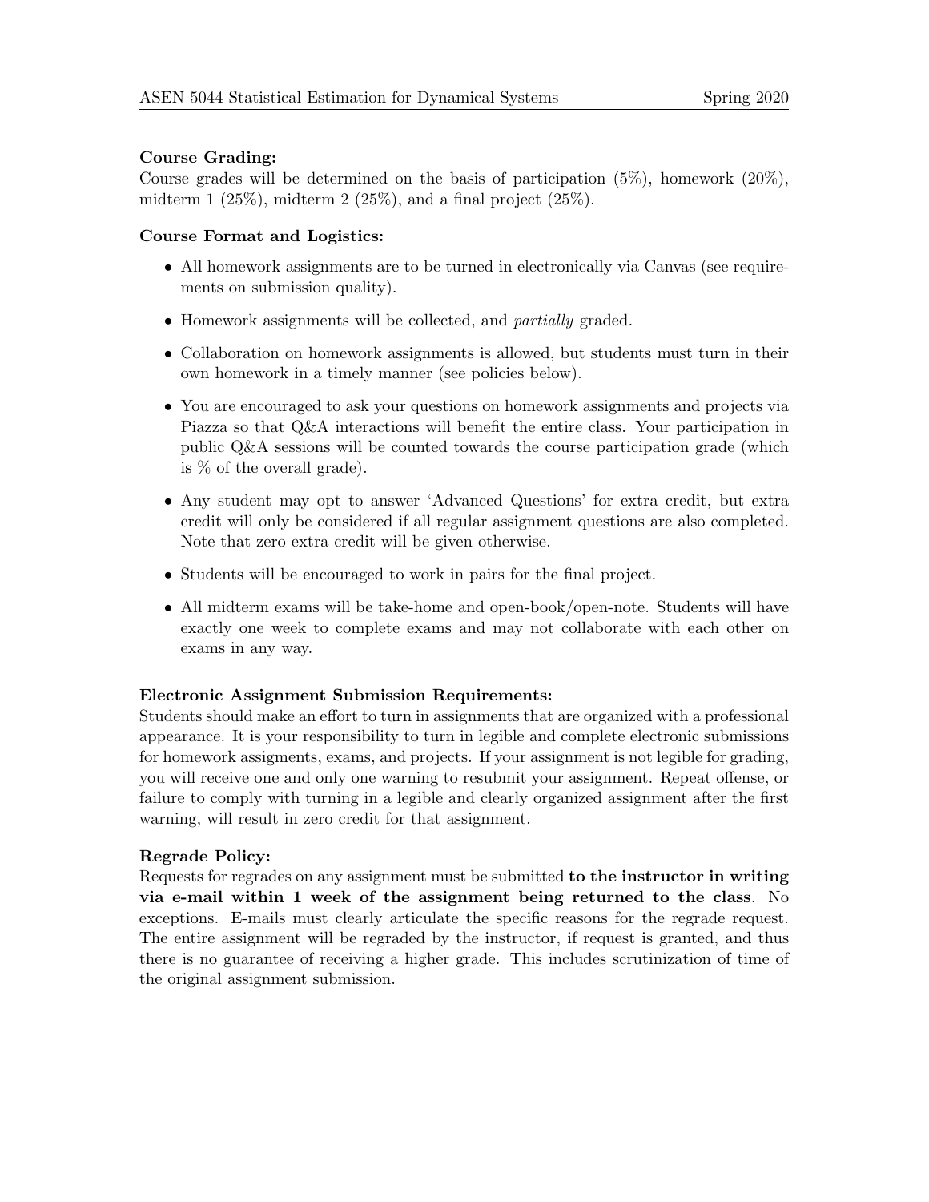### Course Grading:

Course grades will be determined on the basis of participation (5%), homework (20%), midterm 1 (25%), midterm 2 (25%), and a final project (25%).

### Course Format and Logistics:

- All homework assignments are to be turned in electronically via Canvas (see requirements on submission quality).
- Homework assignments will be collected, and *partially* graded.
- Collaboration on homework assignments is allowed, but students must turn in their own homework in a timely manner (see policies below).
- You are encouraged to ask your questions on homework assignments and projects via Piazza so that Q&A interactions will benefit the entire class. Your participation in public Q&A sessions will be counted towards the course participation grade (which is % of the overall grade).
- Any student may opt to answer 'Advanced Questions' for extra credit, but extra credit will only be considered if all regular assignment questions are also completed. Note that zero extra credit will be given otherwise.
- Students will be encouraged to work in pairs for the final project.
- All midterm exams will be take-home and open-book/open-note. Students will have exactly one week to complete exams and may not collaborate with each other on exams in any way.

### Electronic Assignment Submission Requirements:

Students should make an effort to turn in assignments that are organized with a professional appearance. It is your responsibility to turn in legible and complete electronic submissions for homework assigments, exams, and projects. If your assignment is not legible for grading, you will receive one and only one warning to resubmit your assignment. Repeat offense, or failure to comply with turning in a legible and clearly organized assignment after the first warning, will result in zero credit for that assignment.

### Regrade Policy:

Requests for regrades on any assignment must be submitted **to the instructor in writing via e-mail within 1 week of the assignment being returned to the class**. No exceptions. E-mails must clearly articulate the specific reasons for the regrade request. The entire assignment will be regraded by the instructor, if request is granted, and thus there is no guarantee of receiving a higher grade. This includes scrutinization of time of the original assignment submission.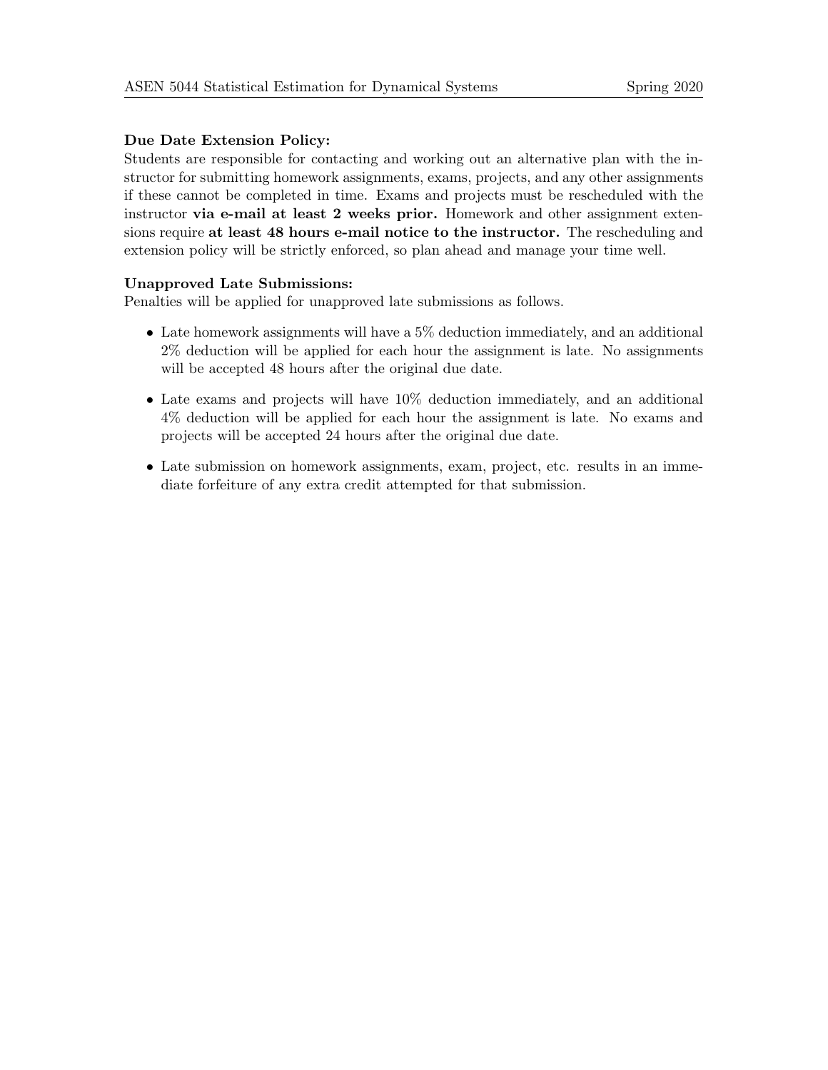**Due Date Extension Policy:**
Students are responsible for contacting and working out an alternative plan with the instructor for submitting homework assignments, exams, projects, and any other assignments if these cannot be completed in time. Exams and projects must be rescheduled with the instructor **via e-mail at least 2 weeks prior.** Homework and other assignment extensions require **at least 48 hours e-mail notice to the instructor.** The rescheduling and extension policy will be strictly enforced, so plan ahead and manage your time well.

**Unapproved Late Submissions:**
Penalties will be applied for unapproved late submissions as follows.

- Late homework assignments will have a 5% deduction immediately, and an additional 2% deduction will be applied for each hour the assignment is late. No assignments will be accepted 48 hours after the original due date.
- Late exams and projects will have 10% deduction immediately, and an additional 4% deduction will be applied for each hour the assignment is late. No exams and projects will be accepted 24 hours after the original due date.
- Late submission on homework assignments, exam, project, etc. results in an immediate forfeiture of any extra credit attempted for that submission.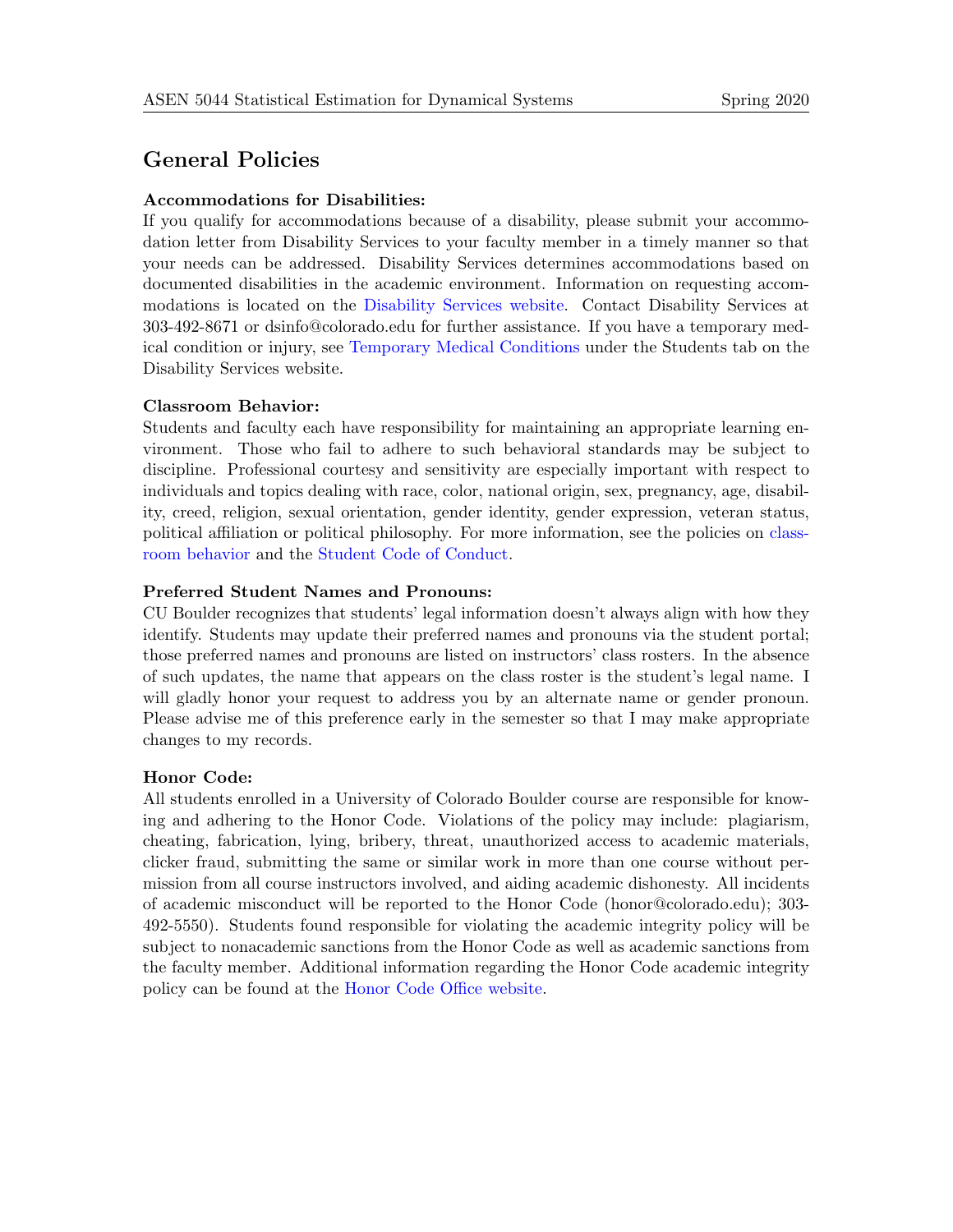## General Policies

**Accommodations for Disabilities:**
If you qualify for accommodations because of a disability, please submit your accommodation letter from Disability Services to your faculty member in a timely manner so that your needs can be addressed. Disability Services determines accommodations based on documented disabilities in the academic environment. Information on requesting accommodations is located on the Disability Services website. Contact Disability Services at 303-492-8671 or dsinfo@colorado.edu for further assistance. If you have a temporary medical condition or injury, see Temporary Medical Conditions under the Students tab on the Disability Services website.

**Classroom Behavior:**
Students and faculty each have responsibility for maintaining an appropriate learning environment. Those who fail to adhere to such behavioral standards may be subject to discipline. Professional courtesy and sensitivity are especially important with respect to individuals and topics dealing with race, color, national origin, sex, pregnancy, age, disability, creed, religion, sexual orientation, gender identity, gender expression, veteran status, political affiliation or political philosophy. For more information, see the policies on classroom behavior and the Student Code of Conduct.

**Preferred Student Names and Pronouns:**
CU Boulder recognizes that students' legal information doesn't always align with how they identify. Students may update their preferred names and pronouns via the student portal; those preferred names and pronouns are listed on instructors' class rosters. In the absence of such updates, the name that appears on the class roster is the student's legal name. I will gladly honor your request to address you by an alternate name or gender pronoun. Please advise me of this preference early in the semester so that I may make appropriate changes to my records.

**Honor Code:**
All students enrolled in a University of Colorado Boulder course are responsible for knowing and adhering to the Honor Code. Violations of the policy may include: plagiarism, cheating, fabrication, lying, bribery, threat, unauthorized access to academic materials, clicker fraud, submitting the same or similar work in more than one course without permission from all course instructors involved, and aiding academic dishonesty. All incidents of academic misconduct will be reported to the Honor Code (honor@colorado.edu); 303-492-5550). Students found responsible for violating the academic integrity policy will be subject to nonacademic sanctions from the Honor Code as well as academic sanctions from the faculty member. Additional information regarding the Honor Code academic integrity policy can be found at the Honor Code Office website.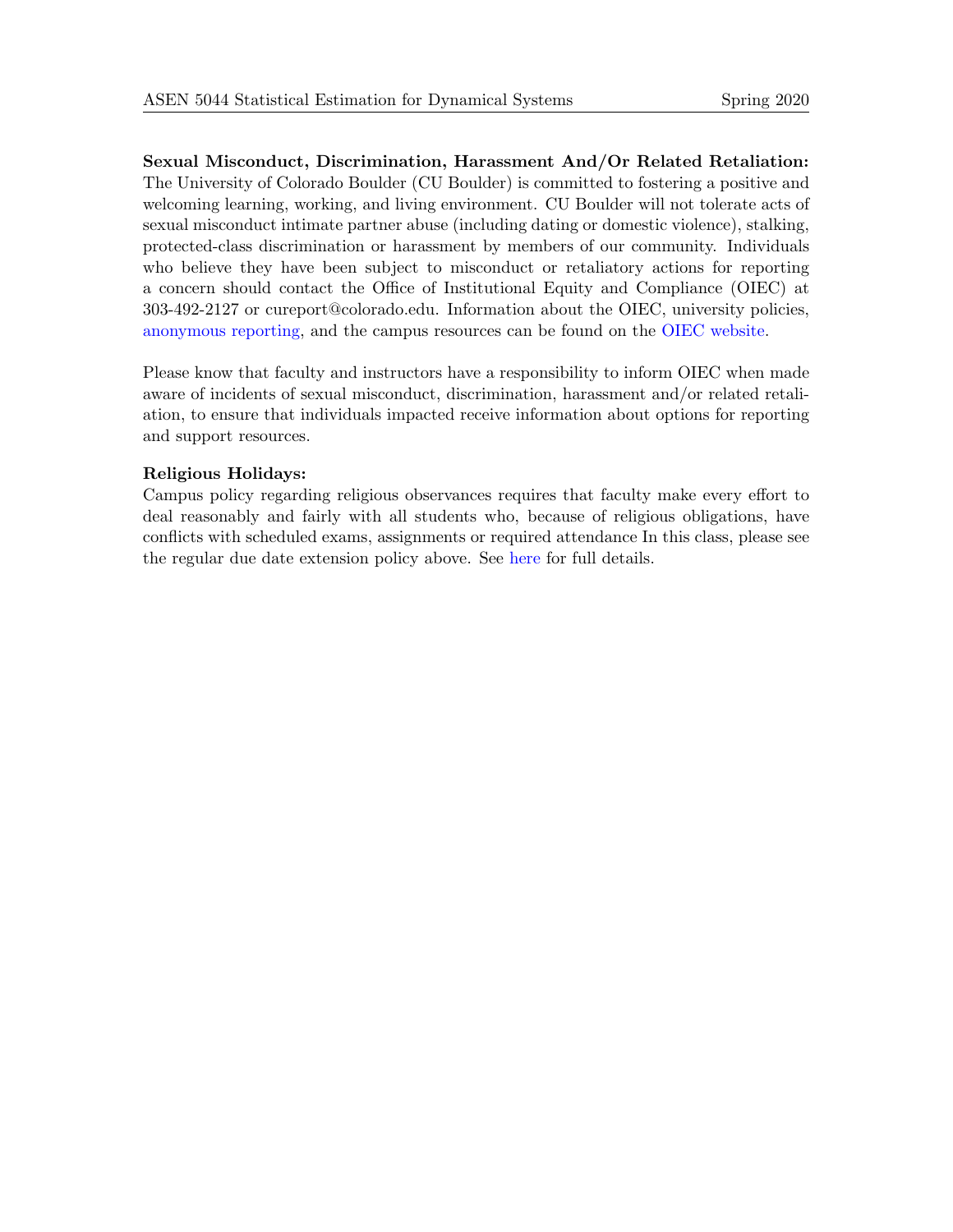**Sexual Misconduct, Discrimination, Harassment And/Or Related Retaliation:** The University of Colorado Boulder (CU Boulder) is committed to fostering a positive and welcoming learning, working, and living environment. CU Boulder will not tolerate acts of sexual misconduct intimate partner abuse (including dating or domestic violence), stalking, protected-class discrimination or harassment by members of our community. Individuals who believe they have been subject to misconduct or retaliatory actions for reporting a concern should contact the Office of Institutional Equity and Compliance (OIEC) at 303-492-2127 or cureport@colorado.edu. Information about the OIEC, university policies, anonymous reporting, and the campus resources can be found on the OIEC website.

Please know that faculty and instructors have a responsibility to inform OIEC when made aware of incidents of sexual misconduct, discrimination, harassment and/or related retaliation, to ensure that individuals impacted receive information about options for reporting and support resources.

**Religious Holidays:**
Campus policy regarding religious observances requires that faculty make every effort to deal reasonably and fairly with all students who, because of religious obligations, have conflicts with scheduled exams, assignments or required attendance In this class, please see the regular due date extension policy above. See here for full details.